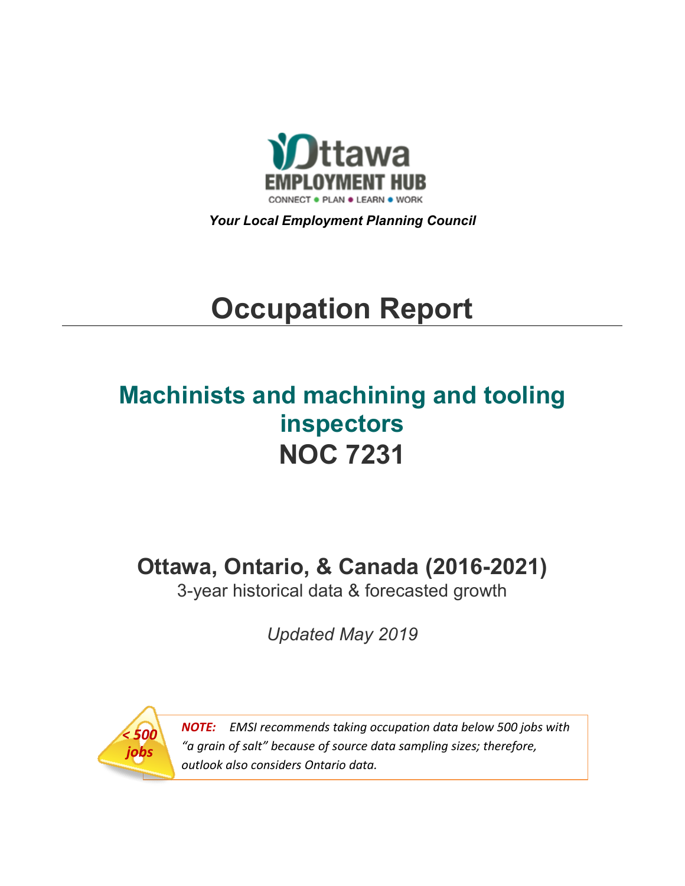Ottawa EMPLOYMENT HUB

CONNECT ● PLAN ● LEARN ● WORK

***Your Local Employment Planning Council***

# Occupation Report

## Machinists and machining and tooling inspectors NOC 7231

## Ottawa, Ontario, & Canada (2016-2021)

3-year historical data & forecasted growth

*Updated May 2019*

*< 500 jobs*

***NOTE:*** *EMSI recommends taking occupation data below 500 jobs with "a grain of salt" because of source data sampling sizes; therefore, outlook also considers Ontario data.*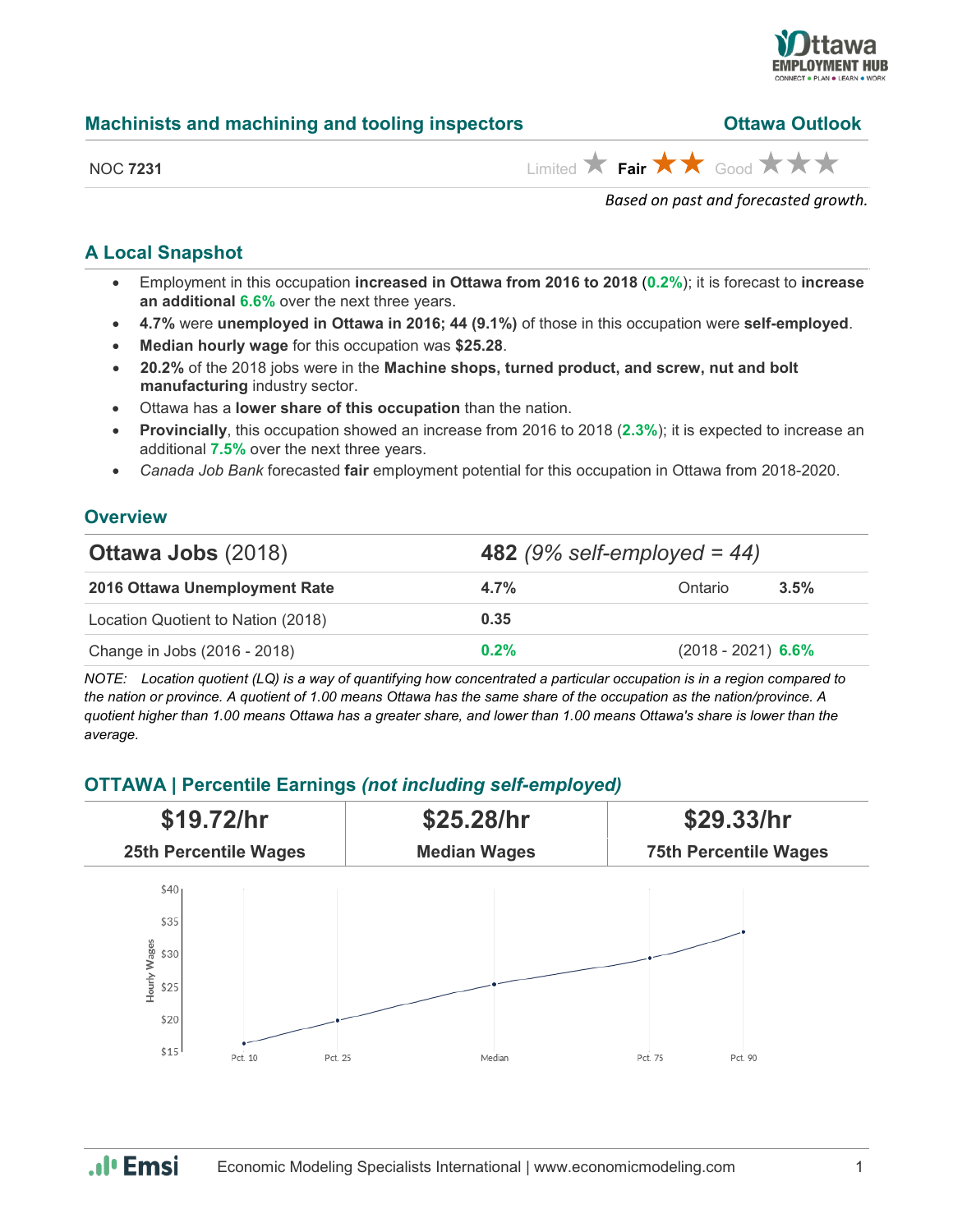## Machinists and machining and tooling inspectors — Ottawa Outlook

NOC **7231**

Limited ★ **Fair ★★** Good ★★★

*Based on past and forecasted growth.*

## A Local Snapshot

- Employment in this occupation **increased in Ottawa from 2016 to 2018** (**0.2%**); it is forecast to **increase an additional 6.6%** over the next three years.
- **4.7%** were **unemployed in Ottawa in 2016; 44 (9.1%)** of those in this occupation were **self-employed**.
- **Median hourly wage** for this occupation was **$25.28**.
- **20.2%** of the 2018 jobs were in the **Machine shops, turned product, and screw, nut and bolt manufacturing** industry sector.
- Ottawa has a **lower share of this occupation** than the nation.
- **Provincially**, this occupation showed an increase from 2016 to 2018 (**2.3%**); it is expected to increase an additional **7.5%** over the next three years.
- *Canada Job Bank* forecasted **fair** employment potential for this occupation in Ottawa from 2018-2020.

## Overview

| **Ottawa Jobs** (2018) | **482** *(9% self-employed = 44)* | | |
|---|---|---|---|
| **2016 Ottawa Unemployment Rate** | **4.7%** | Ontario | **3.5%** |
| Location Quotient to Nation (2018) | **0.35** | | |
| Change in Jobs (2016 - 2018) | **0.2%** | (2018 - 2021) | **6.6%** |

*NOTE: Location quotient (LQ) is a way of quantifying how concentrated a particular occupation is in a region compared to the nation or province. A quotient of 1.00 means Ottawa has the same share of the occupation as the nation/province. A quotient higher than 1.00 means Ottawa has a greater share, and lower than 1.00 means Ottawa's share is lower than the average.*

## OTTAWA | Percentile Earnings *(not including self-employed)*

| **$19.72/hr** | **$25.28/hr** | **$29.33/hr** |
|---|---|---|
| **25th Percentile Wages** | **Median Wages** | **75th Percentile Wages** |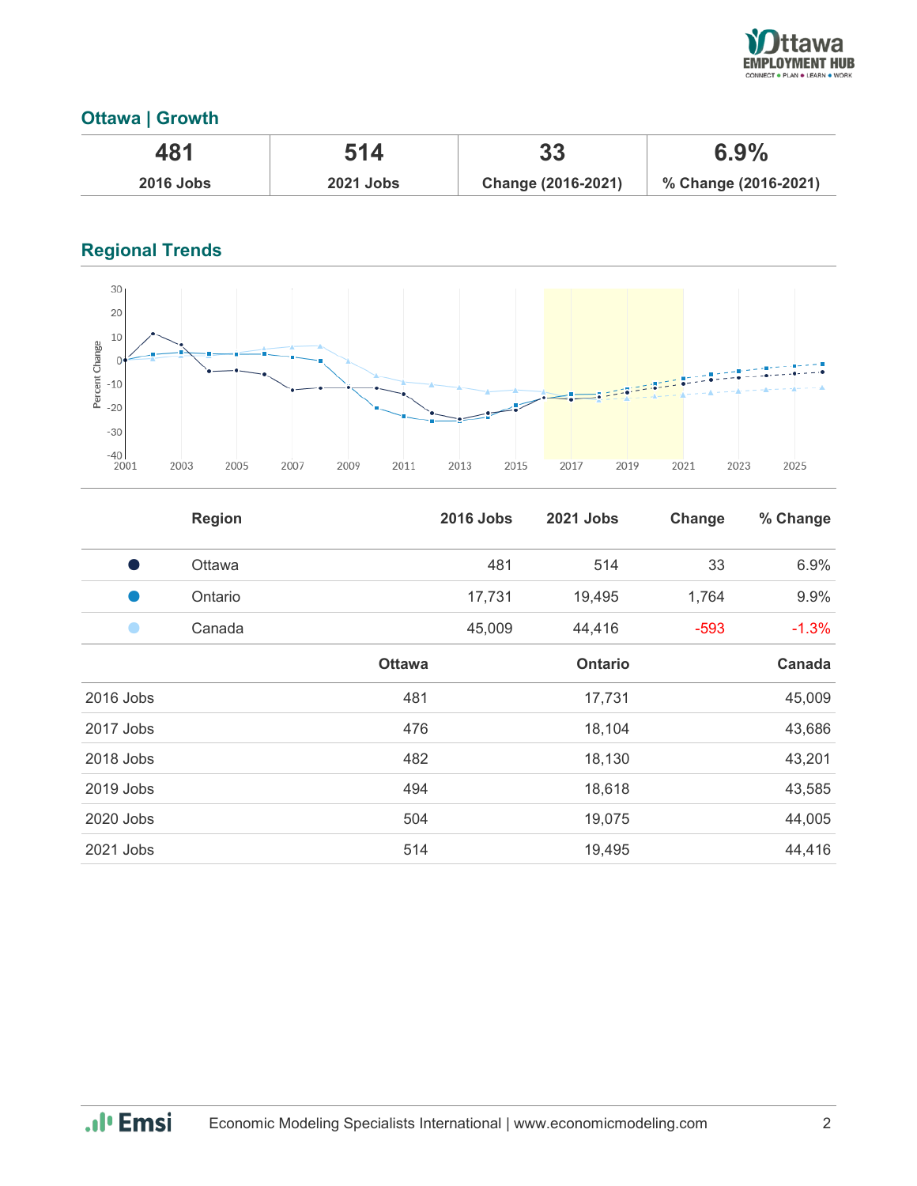## Ottawa | Growth

| 481 | 514 | 33 | 6.9% |
|---|---|---|---|
| 2016 Jobs | 2021 Jobs | Change (2016-2021) | % Change (2016-2021) |

## Regional Trends

| | Region | 2016 Jobs | 2021 Jobs | Change | % Change |
|---|---|---|---|---|---|
| ● | Ottawa | 481 | 514 | 33 | 6.9% |
| ● | Ontario | 17,731 | 19,495 | 1,764 | 9.9% |
| ● | Canada | 45,009 | 44,416 | -593 | -1.3% |

| | Ottawa | Ontario | Canada |
|---|---|---|---|
| 2016 Jobs | 481 | 17,731 | 45,009 |
| 2017 Jobs | 476 | 18,104 | 43,686 |
| 2018 Jobs | 482 | 18,130 | 43,201 |
| 2019 Jobs | 494 | 18,618 | 43,585 |
| 2020 Jobs | 504 | 19,075 | 44,005 |
| 2021 Jobs | 514 | 19,495 | 44,416 |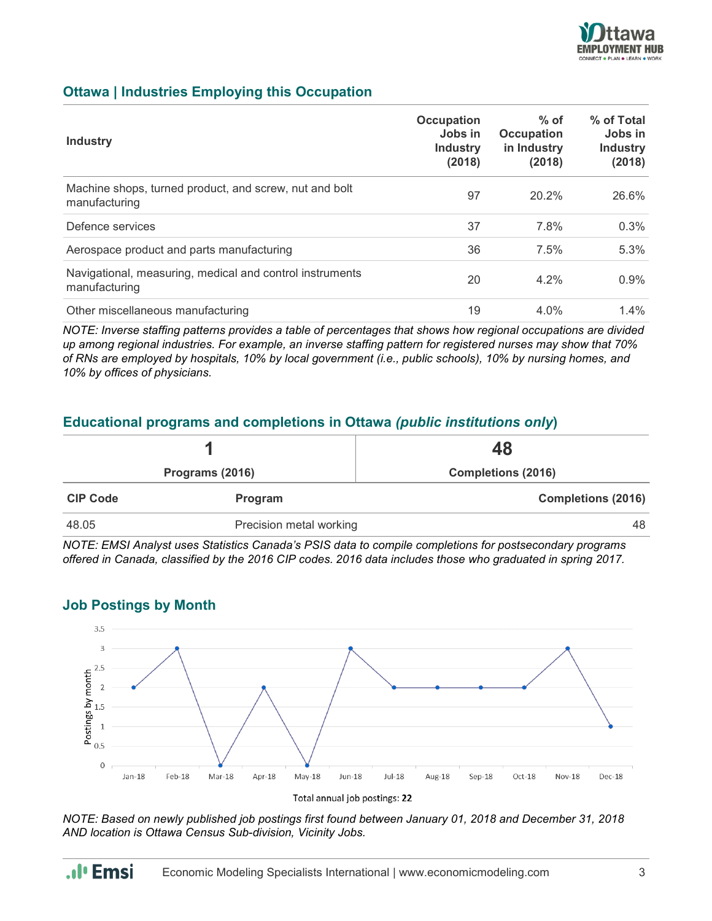## Ottawa | Industries Employing this Occupation

| Industry | Occupation Jobs in Industry (2018) | % of Occupation in Industry (2018) | % of Total Jobs in Industry (2018) |
|---|---|---|---|
| Machine shops, turned product, and screw, nut and bolt manufacturing | 97 | 20.2% | 26.6% |
| Defence services | 37 | 7.8% | 0.3% |
| Aerospace product and parts manufacturing | 36 | 7.5% | 5.3% |
| Navigational, measuring, medical and control instruments manufacturing | 20 | 4.2% | 0.9% |
| Other miscellaneous manufacturing | 19 | 4.0% | 1.4% |

*NOTE: Inverse staffing patterns provides a table of percentages that shows how regional occupations are divided up among regional industries. For example, an inverse staffing pattern for registered nurses may show that 70% of RNs are employed by hospitals, 10% by local government (i.e., public schools), 10% by nursing homes, and 10% by offices of physicians.*

## Educational programs and completions in Ottawa *(public institutions only)*

| 1 | 48 |
|---|---|
| Programs (2016) | Completions (2016) |

| CIP Code | Program | Completions (2016) |
|---|---|---|
| 48.05 | Precision metal working | 48 |

*NOTE: EMSI Analyst uses Statistics Canada's PSIS data to compile completions for postsecondary programs offered in Canada, classified by the 2016 CIP codes. 2016 data includes those who graduated in spring 2017.*

## Job Postings by Month

| Month | Postings by month |
|---|---|
| Jan-18 | 2 |
| Feb-18 | 3 |
| Mar-18 | 0 |
| Apr-18 | 2 |
| May-18 | 0 |
| Jun-18 | 3 |
| Jul-18 | 2 |
| Aug-18 | 2 |
| Sep-18 | 2 |
| Oct-18 | 2 |
| Nov-18 | 3 |
| Dec-18 | 1 |

Total annual job postings: **22**

*NOTE: Based on newly published job postings first found between January 01, 2018 and December 31, 2018 AND location is Ottawa Census Sub-division, Vicinity Jobs.*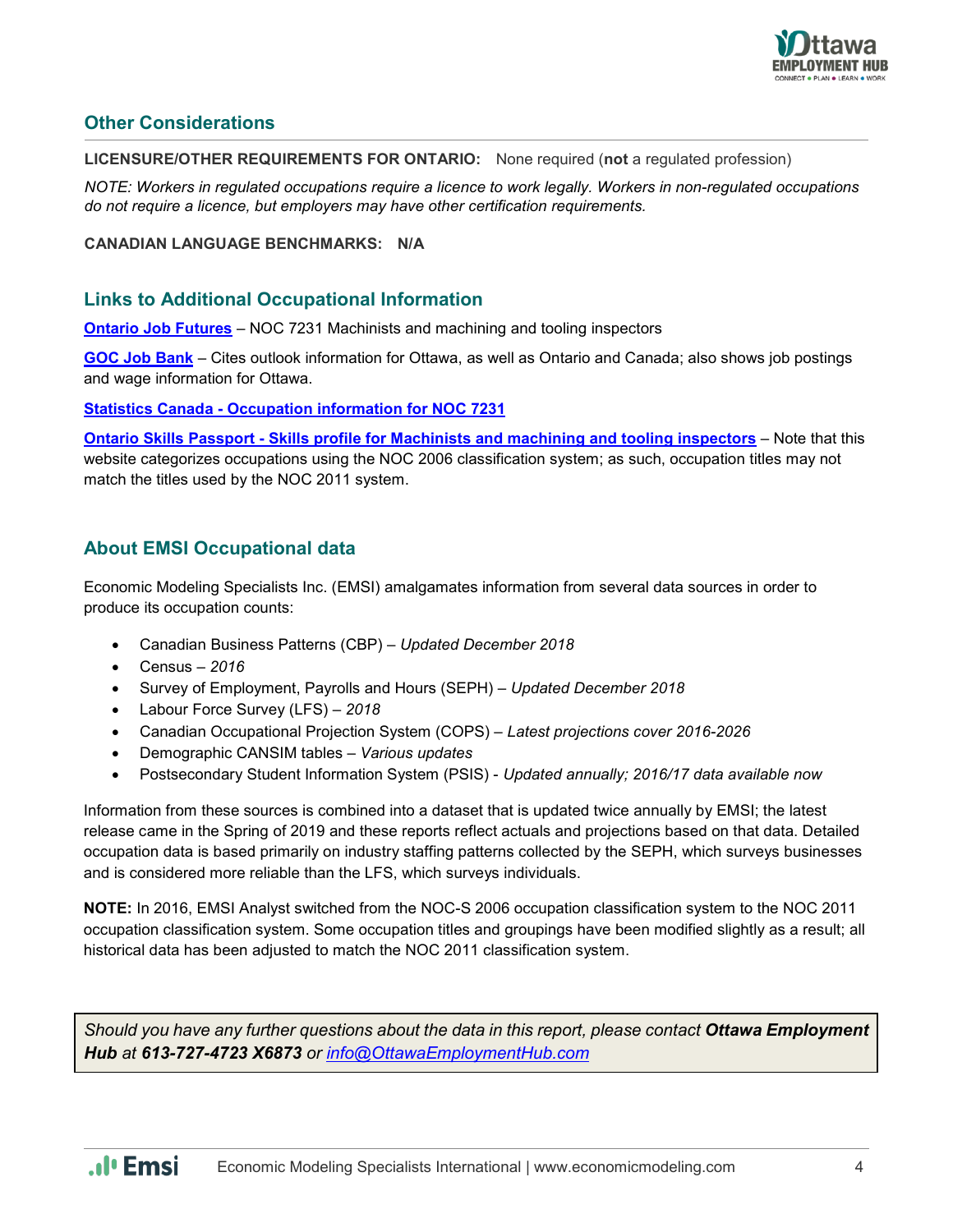## Other Considerations

**LICENSURE/OTHER REQUIREMENTS FOR ONTARIO:** None required (**not** a regulated profession)

*NOTE: Workers in regulated occupations require a licence to work legally. Workers in non-regulated occupations do not require a licence, but employers may have other certification requirements.*

**CANADIAN LANGUAGE BENCHMARKS: N/A**

## Links to Additional Occupational Information

**Ontario Job Futures** – NOC 7231 Machinists and machining and tooling inspectors

**GOC Job Bank** – Cites outlook information for Ottawa, as well as Ontario and Canada; also shows job postings and wage information for Ottawa.

**Statistics Canada - Occupation information for NOC 7231**

**Ontario Skills Passport - Skills profile for Machinists and machining and tooling inspectors** – Note that this website categorizes occupations using the NOC 2006 classification system; as such, occupation titles may not match the titles used by the NOC 2011 system.

## About EMSI Occupational data

Economic Modeling Specialists Inc. (EMSI) amalgamates information from several data sources in order to produce its occupation counts:

- Canadian Business Patterns (CBP) – *Updated December 2018*
- Census – *2016*
- Survey of Employment, Payrolls and Hours (SEPH) – *Updated December 2018*
- Labour Force Survey (LFS) – *2018*
- Canadian Occupational Projection System (COPS) – *Latest projections cover 2016-2026*
- Demographic CANSIM tables – *Various updates*
- Postsecondary Student Information System (PSIS) - *Updated annually; 2016/17 data available now*

Information from these sources is combined into a dataset that is updated twice annually by EMSI; the latest release came in the Spring of 2019 and these reports reflect actuals and projections based on that data. Detailed occupation data is based primarily on industry staffing patterns collected by the SEPH, which surveys businesses and is considered more reliable than the LFS, which surveys individuals.

**NOTE:** In 2016, EMSI Analyst switched from the NOC-S 2006 occupation classification system to the NOC 2011 occupation classification system. Some occupation titles and groupings have been modified slightly as a result; all historical data has been adjusted to match the NOC 2011 classification system.

*Should you have any further questions about the data in this report, please contact **Ottawa Employment Hub** at **613-727-4723 X6873** or info@OttawaEmploymentHub.com*